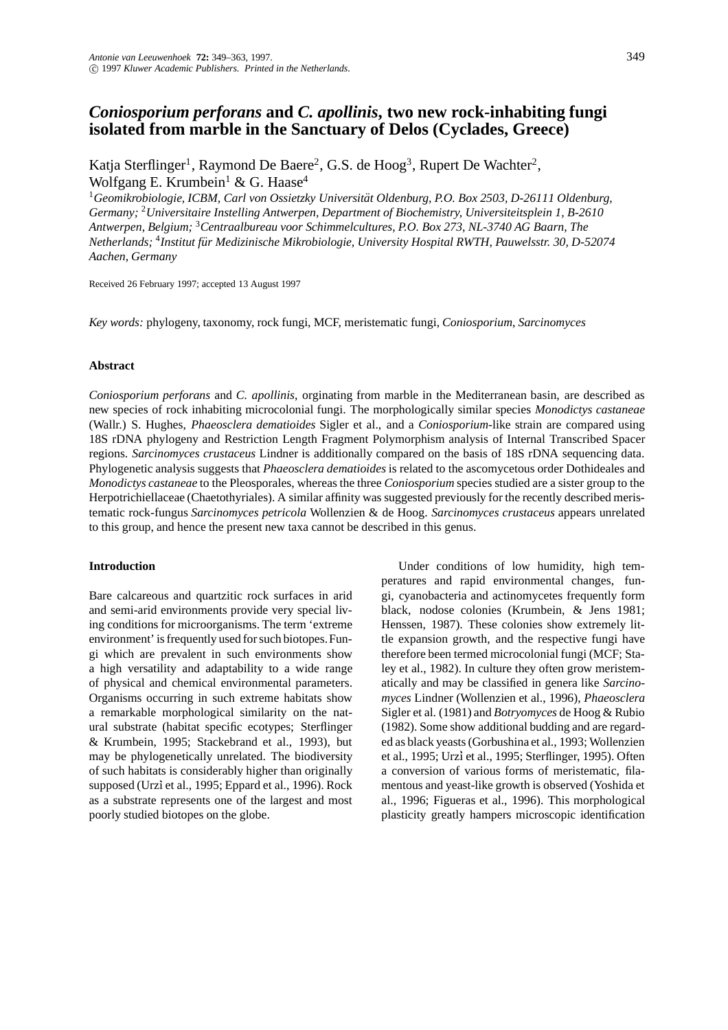# *Coniosporium perforans* and *C. apollinis*, two new rock-inhabiting fungi isolated from marble in the Sanctuary of Delos (Cyclades, Greece)

Katja Sterflinger[1], Raymond De Baere[2], G.S. de Hoog[3], Rupert De Wachter[2], Wolfgang E. Krumbein[1] & G. Haase[4]

[1]*Geomikrobiologie, ICBM, Carl von Ossietzky Universität Oldenburg, P.O. Box 2503, D-26111 Oldenburg, Germany;* [2]*Universitaire Instelling Antwerpen, Department of Biochemistry, Universiteitsplein 1, B-2610 Antwerpen, Belgium;* [3]*Centraalbureau voor Schimmelcultures, P.O. Box 273, NL-3740 AG Baarn, The Netherlands;* [4]*Institut für Medizinische Mikrobiologie, University Hospital RWTH, Pauwelsstr. 30, D-52074 Aachen, Germany*

Received 26 February 1997; accepted 13 August 1997

*Key words:* phylogeny, taxonomy, rock fungi, MCF, meristematic fungi, *Coniosporium*, *Sarcinomyces*

## Abstract

*Coniosporium perforans* and *C. apollinis*, orginating from marble in the Mediterranean basin, are described as new species of rock inhabiting microcolonial fungi. The morphologically similar species *Monodictys castaneae* (Wallr.) S. Hughes, *Phaeosclera dematioides* Sigler et al., and a *Coniosporium*-like strain are compared using 18S rDNA phylogeny and Restriction Length Fragment Polymorphism analysis of Internal Transcribed Spacer regions. *Sarcinomyces crustaceus* Lindner is additionally compared on the basis of 18S rDNA sequencing data. Phylogenetic analysis suggests that *Phaeosclera dematioides* is related to the ascomycetous order Dothideales and *Monodictys castaneae* to the Pleosporales, whereas the three *Coniosporium* species studied are a sister group to the Herpotrichiellaceae (Chaetothyriales). A similar affinity was suggested previously for the recently described meristematic rock-fungus *Sarcinomyces petricola* Wollenzien & de Hoog. *Sarcinomyces crustaceus* appears unrelated to this group, and hence the present new taxa cannot be described in this genus.

## Introduction

Bare calcareous and quartzitic rock surfaces in arid and semi-arid environments provide very special living conditions for microorganisms. The term 'extreme environment' is frequently used for such biotopes. Fungi which are prevalent in such environments show a high versatility and adaptability to a wide range of physical and chemical environmental parameters. Organisms occurring in such extreme habitats show a remarkable morphological similarity on the natural substrate (habitat specific ecotypes; Sterflinger & Krumbein, 1995; Stackebrand et al., 1993), but may be phylogenetically unrelated. The biodiversity of such habitats is considerably higher than originally supposed (Urzì et al., 1995; Eppard et al., 1996). Rock as a substrate represents one of the largest and most poorly studied biotopes on the globe.

Under conditions of low humidity, high temperatures and rapid environmental changes, fungi, cyanobacteria and actinomycetes frequently form black, nodose colonies (Krumbein, & Jens 1981; Henssen, 1987). These colonies show extremely little expansion growth, and the respective fungi have therefore been termed microcolonial fungi (MCF; Staley et al., 1982). In culture they often grow meristematically and may be classified in genera like *Sarcinomyces* Lindner (Wollenzien et al., 1996), *Phaeosclera* Sigler et al. (1981) and *Botryomyces* de Hoog & Rubio (1982). Some show additional budding and are regarded as black yeasts (Gorbushina et al., 1993; Wollenzien et al., 1995; Urzì et al., 1995; Sterflinger, 1995). Often a conversion of various forms of meristematic, filamentous and yeast-like growth is observed (Yoshida et al., 1996; Figueras et al., 1996). This morphological plasticity greatly hampers microscopic identification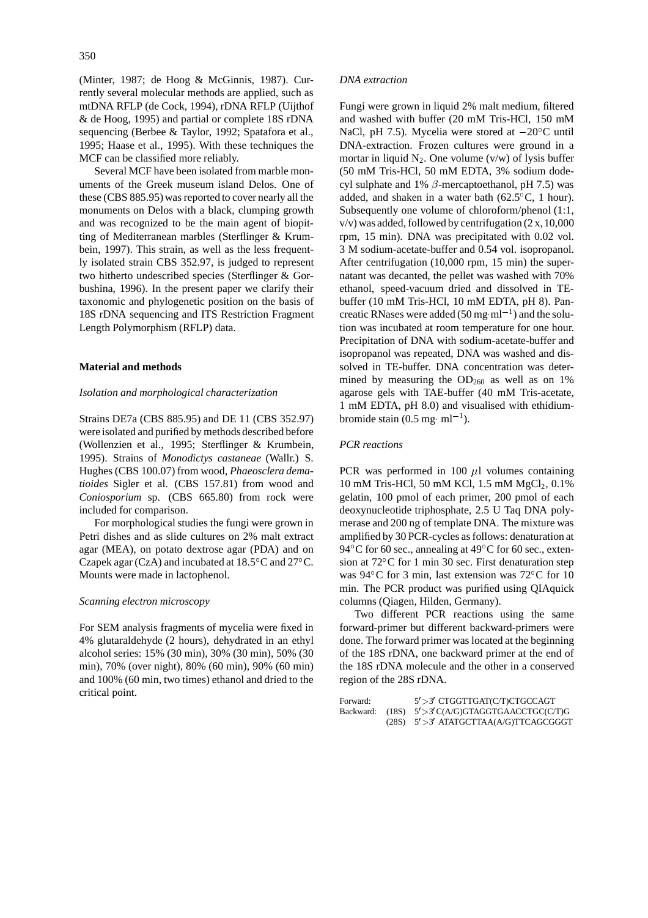(Minter, 1987; de Hoog & McGinnis, 1987). Currently several molecular methods are applied, such as mtDNA RFLP (de Cock, 1994), rDNA RFLP (Uijthof & de Hoog, 1995) and partial or complete 18S rDNA sequencing (Berbee & Taylor, 1992; Spatafora et al., 1995; Haase et al., 1995). With these techniques the MCF can be classified more reliably.

Several MCF have been isolated from marble monuments of the Greek museum island Delos. One of these (CBS 885.95) was reported to cover nearly all the monuments on Delos with a black, clumping growth and was recognized to be the main agent of biopitting of Mediterranean marbles (Sterflinger & Krumbein, 1997). This strain, as well as the less frequently isolated strain CBS 352.97, is judged to represent two hitherto undescribed species (Sterflinger & Gorbushina, 1996). In the present paper we clarify their taxonomic and phylogenetic position on the basis of 18S rDNA sequencing and ITS Restriction Fragment Length Polymorphism (RFLP) data.

## Material and methods

### *Isolation and morphological characterization*

Strains DE7a (CBS 885.95) and DE 11 (CBS 352.97) were isolated and purified by methods described before (Wollenzien et al., 1995; Sterflinger & Krumbein, 1995). Strains of *Monodictys castaneae* (Wallr.) S. Hughes (CBS 100.07) from wood, *Phaeosclera dematioides* Sigler et al. (CBS 157.81) from wood and *Coniosporium* sp. (CBS 665.80) from rock were included for comparison.

For morphological studies the fungi were grown in Petri dishes and as slide cultures on 2% malt extract agar (MEA), on potato dextrose agar (PDA) and on Czapek agar (CzA) and incubated at 18.5°C and 27°C. Mounts were made in lactophenol.

### *Scanning electron microscopy*

For SEM analysis fragments of mycelia were fixed in 4% glutaraldehyde (2 hours), dehydrated in an ethyl alcohol series: 15% (30 min), 30% (30 min), 50% (30 min), 70% (over night), 80% (60 min), 90% (60 min) and 100% (60 min, two times) ethanol and dried to the critical point.

### *DNA extraction*

Fungi were grown in liquid 2% malt medium, filtered and washed with buffer (20 mM Tris-HCl, 150 mM NaCl, pH 7.5). Mycelia were stored at −20°C until DNA-extraction. Frozen cultures were ground in a mortar in liquid $N_2$. One volume (v/w) of lysis buffer (50 mM Tris-HCl, 50 mM EDTA, 3% sodium dodecyl sulphate and 1% $\beta$-mercaptoethanol, pH 7.5) was added, and shaken in a water bath (62.5°C, 1 hour). Subsequently one volume of chloroform/phenol (1:1, v/v) was added, followed by centrifugation (2 x, 10,000 rpm, 15 min). DNA was precipitated with 0.02 vol. 3 M sodium-acetate-buffer and 0.54 vol. isopropanol. After centrifugation (10,000 rpm, 15 min) the supernatant was decanted, the pellet was washed with 70% ethanol, speed-vacuum dried and dissolved in TE-buffer (10 mM Tris-HCl, 10 mM EDTA, pH 8). Pancreatic RNases were added (50 mg$\cdot$ml$^{-1}$) and the solution was incubated at room temperature for one hour. Precipitation of DNA with sodium-acetate-buffer and isopropanol was repeated, DNA was washed and dissolved in TE-buffer. DNA concentration was determined by measuring the $OD_{260}$ as well as on 1% agarose gels with TAE-buffer (40 mM Tris-acetate, 1 mM EDTA, pH 8.0) and visualised with ethidium-bromide stain (0.5 mg$\cdot$ ml$^{-1}$).

### *PCR reactions*

PCR was performed in 100 $\mu$l volumes containing 10 mM Tris-HCl, 50 mM KCl, 1.5 mM $MgCl_2$, 0.1% gelatin, 100 pmol of each primer, 200 pmol of each deoxynucleotide triphosphate, 2.5 U Taq DNA polymerase and 200 ng of template DNA. The mixture was amplified by 30 PCR-cycles as follows: denaturation at 94°C for 60 sec., annealing at 49°C for 60 sec., extension at 72°C for 1 min 30 sec. First denaturation step was 94°C for 3 min, last extension was 72°C for 10 min. The PCR product was purified using QIAquick columns (Qiagen, Hilden, Germany).

Two different PCR reactions using the same forward-primer but different backward-primers were done. The forward primer was located at the beginning of the 18S rDNA, one backward primer at the end of the 18S rDNA molecule and the other in a conserved region of the 28S rDNA.

| | | |
|---|---|---|
| Forward: | | 5′>3′ CTGGTTGAT(C/T)CTGCCAGT |
| Backward: | (18S) | 5′>3′ C(A/G)GTAGGTGAACCTGC(C/T)G |
| | (28S) | 5′>3′ ATATGCTTAA(A/G)TTCAGCGGGT |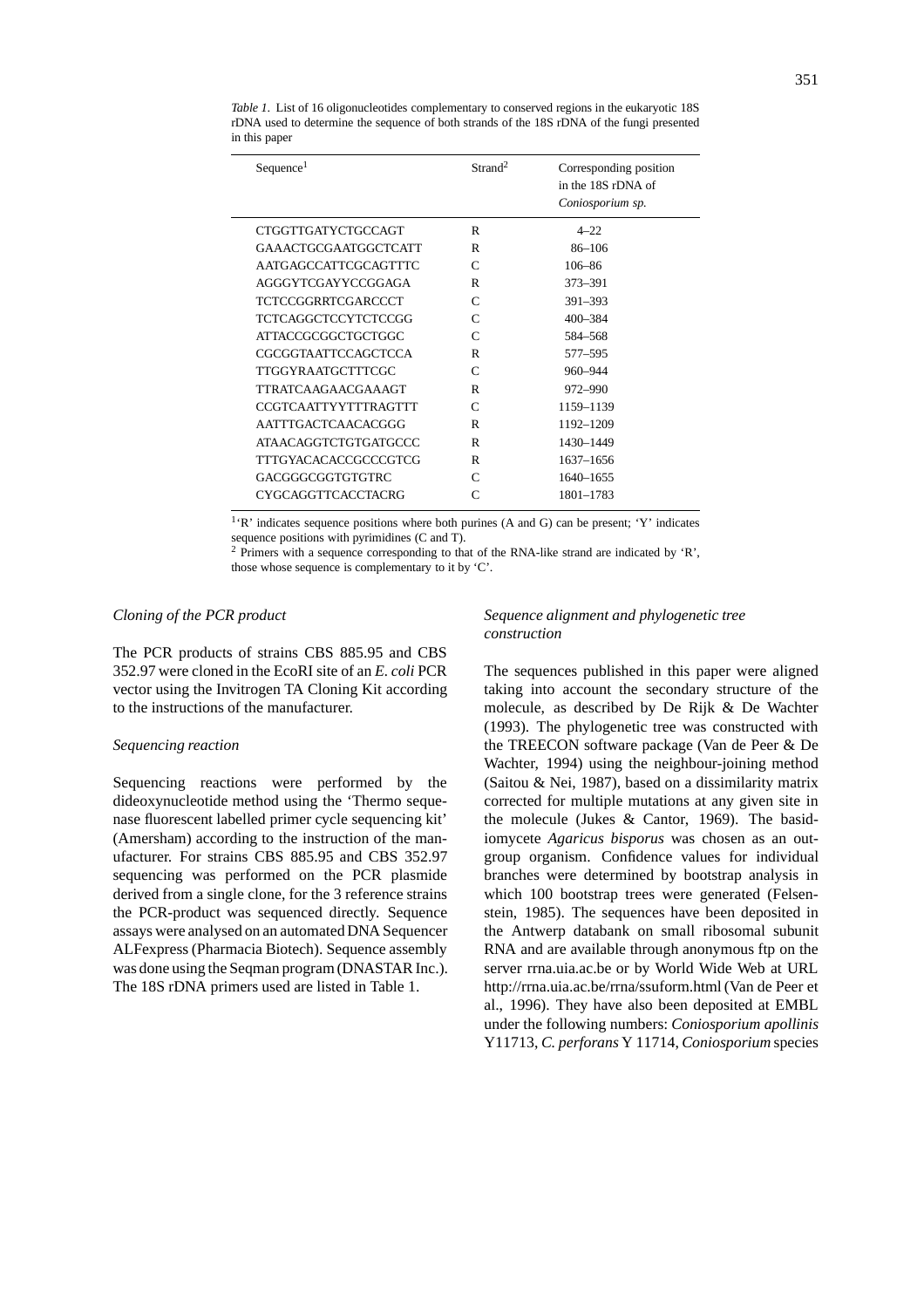*Table 1.* List of 16 oligonucleotides complementary to conserved regions in the eukaryotic 18S rDNA used to determine the sequence of both strands of the 18S rDNA of the fungi presented in this paper

| Sequence[1] | Strand[2] | Corresponding position in the 18S rDNA of *Coniosporium sp.* |
|---|---|---|
| CTGGTTGATYCTGCCAGT | R | 4–22 |
| GAAACTGCGAATGGCTCATT | R | 86–106 |
| AATGAGCCATTCGCAGTTTC | C | 106–86 |
| AGGGYTCGAYYCCGGAGA | R | 373–391 |
| TCTCCGGRRTCGARCCCT | C | 391–393 |
| TCTCAGGCTCCYTCTCCGG | C | 400–384 |
| ATTACCGCGGCTGCTGGC | C | 584–568 |
| CGCGGTAATTCCAGCTCCA | R | 577–595 |
| TTGGYRAATGCTTTCGC | C | 960–944 |
| TTRATCAAGAACGAAAGT | R | 972–990 |
| CCGTCAATTYYTTTRAGTTT | C | 1159–1139 |
| AATTTGACTCAACACGGG | R | 1192–1209 |
| ATAACAGGTCTGTGATGCCC | R | 1430–1449 |
| TTTGYACACACCGCCCGTCG | R | 1637–1656 |
| GACGGGCGGTGTGTRC | C | 1640–1655 |
| CYGCAGGTTCACCTACRG | C | 1801–1783 |

[1] 'R' indicates sequence positions where both purines (A and G) can be present; 'Y' indicates sequence positions with pyrimidines (C and T).

[2] Primers with a sequence corresponding to that of the RNA-like strand are indicated by 'R', those whose sequence is complementary to it by 'C'.

*Cloning of the PCR product*

The PCR products of strains CBS 885.95 and CBS 352.97 were cloned in the EcoRI site of an *E. coli* PCR vector using the Invitrogen TA Cloning Kit according to the instructions of the manufacturer.

*Sequencing reaction*

Sequencing reactions were performed by the dideoxynucleotide method using the 'Thermo sequenase fluorescent labelled primer cycle sequencing kit' (Amersham) according to the instruction of the manufacturer. For strains CBS 885.95 and CBS 352.97 sequencing was performed on the PCR plasmide derived from a single clone, for the 3 reference strains the PCR-product was sequenced directly. Sequence assays were analysed on an automated DNA Sequencer ALFexpress (Pharmacia Biotech). Sequence assembly was done using the Seqman program (DNASTAR Inc.). The 18S rDNA primers used are listed in Table 1.

*Sequence alignment and phylogenetic tree construction*

The sequences published in this paper were aligned taking into account the secondary structure of the molecule, as described by De Rijk & De Wachter (1993). The phylogenetic tree was constructed with the TREECON software package (Van de Peer & De Wachter, 1994) using the neighbour-joining method (Saitou & Nei, 1987), based on a dissimilarity matrix corrected for multiple mutations at any given site in the molecule (Jukes & Cantor, 1969). The basidiomycete *Agaricus bisporus* was chosen as an outgroup organism. Confidence values for individual branches were determined by bootstrap analysis in which 100 bootstrap trees were generated (Felsenstein, 1985). The sequences have been deposited in the Antwerp databank on small ribosomal subunit RNA and are available through anonymous ftp on the server rrna.uia.ac.be or by World Wide Web at URL http://rrna.uia.ac.be/rrna/ssuform.html (Van de Peer et al., 1996). They have also been deposited at EMBL under the following numbers: *Coniosporium apollinis* Y11713, *C. perforans* Y 11714, *Coniosporium* species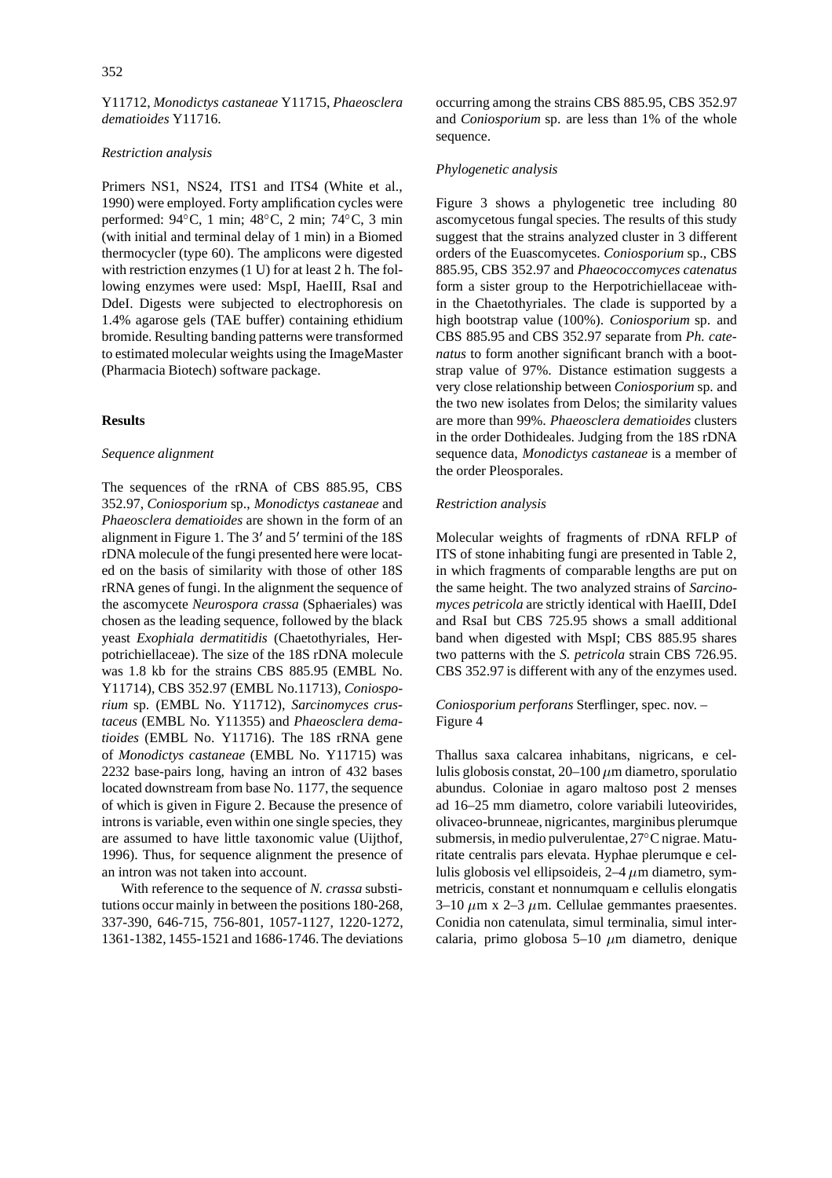Y11712, *Monodictys castaneae* Y11715, *Phaeosclera dematioides* Y11716.

*Restriction analysis*

Primers NS1, NS24, ITS1 and ITS4 (White et al., 1990) were employed. Forty amplification cycles were performed: 94°C, 1 min; 48°C, 2 min; 74°C, 3 min (with initial and terminal delay of 1 min) in a Biomed thermocycler (type 60). The amplicons were digested with restriction enzymes (1 U) for at least 2 h. The following enzymes were used: MspI, HaeIII, RsaI and DdeI. Digests were subjected to electrophoresis on 1.4% agarose gels (TAE buffer) containing ethidium bromide. Resulting banding patterns were transformed to estimated molecular weights using the ImageMaster (Pharmacia Biotech) software package.

## Results

*Sequence alignment*

The sequences of the rRNA of CBS 885.95, CBS 352.97, *Coniosporium* sp., *Monodictys castaneae* and *Phaeosclera dematioides* are shown in the form of an alignment in Figure 1. The 3′ and 5′ termini of the 18S rDNA molecule of the fungi presented here were located on the basis of similarity with those of other 18S rRNA genes of fungi. In the alignment the sequence of the ascomycete *Neurospora crassa* (Sphaeriales) was chosen as the leading sequence, followed by the black yeast *Exophiala dermatitidis* (Chaetothyriales, Herpotrichiellaceae). The size of the 18S rDNA molecule was 1.8 kb for the strains CBS 885.95 (EMBL No. Y11714), CBS 352.97 (EMBL No.11713), *Coniosporium* sp. (EMBL No. Y11712), *Sarcinomyces crustaceus* (EMBL No. Y11355) and *Phaeosclera dematioides* (EMBL No. Y11716). The 18S rRNA gene of *Monodictys castaneae* (EMBL No. Y11715) was 2232 base-pairs long, having an intron of 432 bases located downstream from base No. 1177, the sequence of which is given in Figure 2. Because the presence of introns is variable, even within one single species, they are assumed to have little taxonomic value (Uijthof, 1996). Thus, for sequence alignment the presence of an intron was not taken into account.

With reference to the sequence of *N. crassa* substitutions occur mainly in between the positions 180-268, 337-390, 646-715, 756-801, 1057-1127, 1220-1272, 1361-1382, 1455-1521 and 1686-1746. The deviations occurring among the strains CBS 885.95, CBS 352.97 and *Coniosporium* sp. are less than 1% of the whole sequence.

*Phylogenetic analysis*

Figure 3 shows a phylogenetic tree including 80 ascomycetous fungal species. The results of this study suggest that the strains analyzed cluster in 3 different orders of the Euascomycetes. *Coniosporium* sp., CBS 885.95, CBS 352.97 and *Phaeococcomyces catenatus* form a sister group to the Herpotrichiellaceae within the Chaetothyriales. The clade is supported by a high bootstrap value (100%). *Coniosporium* sp. and CBS 885.95 and CBS 352.97 separate from *Ph. catenatus* to form another significant branch with a bootstrap value of 97%. Distance estimation suggests a very close relationship between *Coniosporium* sp. and the two new isolates from Delos; the similarity values are more than 99%. *Phaeosclera dematioides* clusters in the order Dothideales. Judging from the 18S rDNA sequence data, *Monodictys castaneae* is a member of the order Pleosporales.

*Restriction analysis*

Molecular weights of fragments of rDNA RFLP of ITS of stone inhabiting fungi are presented in Table 2, in which fragments of comparable lengths are put on the same height. The two analyzed strains of *Sarcinomyces petricola* are strictly identical with HaeIII, DdeI and RsaI but CBS 725.95 shows a small additional band when digested with MspI; CBS 885.95 shares two patterns with the *S. petricola* strain CBS 726.95. CBS 352.97 is different with any of the enzymes used.

*Coniosporium perforans* Sterflinger, spec. nov. – Figure 4

Thallus saxa calcarea inhabitans, nigricans, e cellulis globosis constat, 20–100 $\mu$m diametro, sporulatio abundus. Coloniae in agaro maltoso post 2 menses ad 16–25 mm diametro, colore variabili luteovirides, olivaceo-brunneae, nigricantes, marginibus plerumque submersis, in medio pulverulentae, 27°C nigrae. Maturitate centralis pars elevata. Hyphae plerumque e cellulis globosis vel ellipsoideis, 2–4 $\mu$m diametro, symmetricis, constant et nonnumquam e cellulis elongatis 3–10 $\mu$m x 2–3 $\mu$m. Cellulae gemmantes praesentes. Conidia non catenulata, simul terminalia, simul intercalaria, primo globosa 5–10 $\mu$m diametro, denique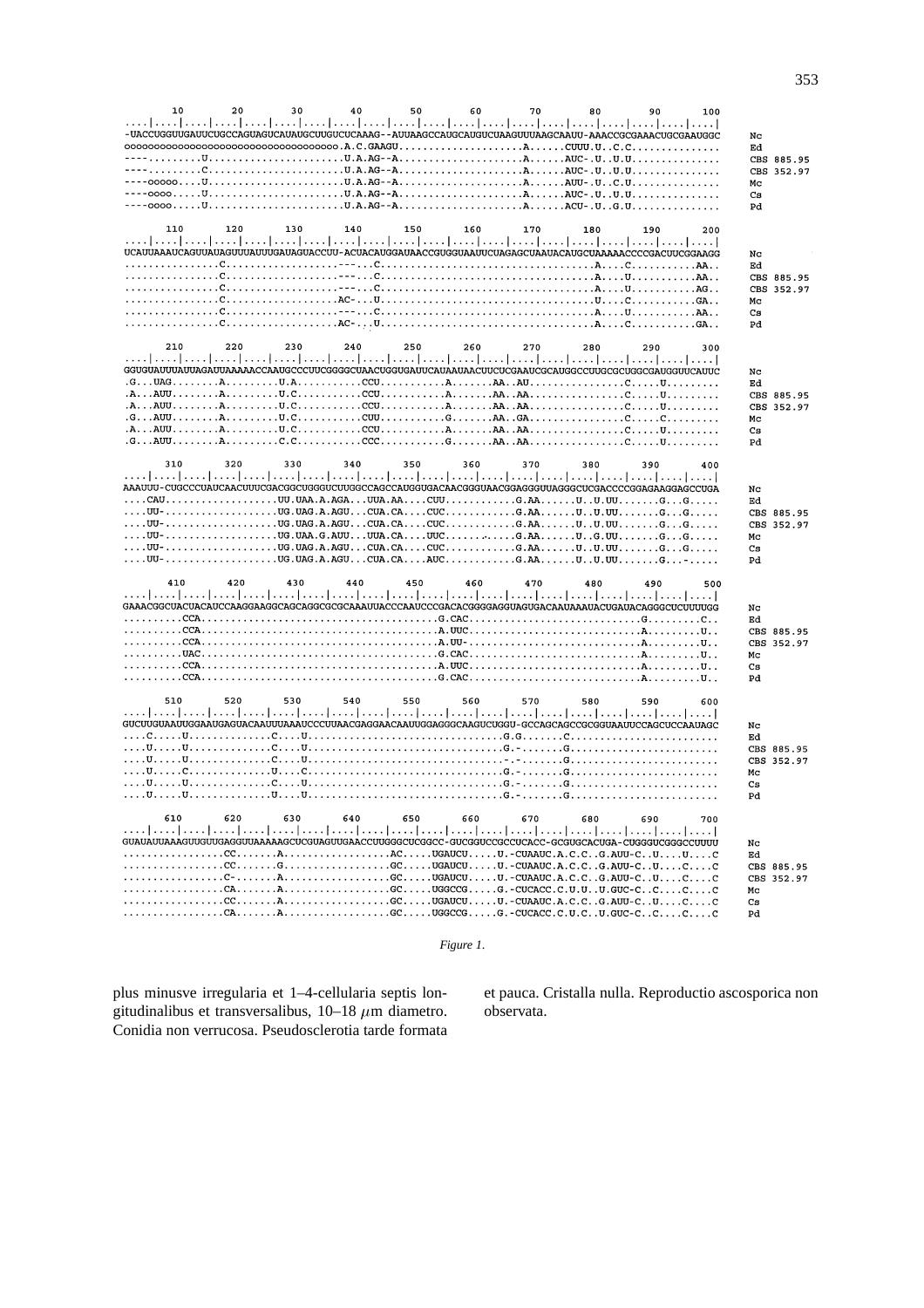```
         10        20        30        40        50        60        70        80        90       100
....|....|....|....|....|....|....|....|....|....|....|....|....|....|....|....|....|....|....|....|
-UACCUGGUUGAUUCUGCCAGUAGUCAUAUGCUUGUCUCAAAG--AUUAAGCCAUGCAUGUCUAAGUUUAAGCAAUU-AAACCGCGAAACUGCGAAUGGC   Nc
oooooooooooooooooooooooooooooooooooo.A.C.GAAGU.....................A......CUUU.U..C.C..............   Ed
----.........U.......................U.A.AG--A.....................A......AUC-.U..U.U..............   CBS 885.95
----.........C.......................U.A.AG--A.....................A......AUC-.U..U.U..............   CBS 352.97
----ooooo....U.......................U.A.AG--A.....................A......AUU-.U..C.U..............   Mc
----oooo.....U.......................U.A.AG--A.....................A......AUC-.U..U.U..............   Cs
----oooo.....U.......................U.A.AG--A.....................A......ACU-.U..G.U..............   Pd

        110       120       130       140       150       160       170       180       190       200
....|....|....|....|....|....|....|....|....|....|....|....|....|....|....|....|....|....|....|....|
UCAUUAAAUCAGUUAUAGUUUAUUUGAUAGUACCUU-ACUACAUGGAUAACCGUGGUAAUUCUAGAGCUAAUACAUGCUAAAAACCCCGACUUCGGAAGG   Nc
...............C..................---...C......................................A....C...........AA..   Ed
...............C..................---...C......................................A....U...........AA..   CBS 885.95
...............C..................---...C......................................A....U...........AG..   CBS 352.97
...............C..................AC-...U......................................U....C...........GA..   Mc
...............C..................---...C......................................A....U...........AA..   Cs
...............C..................AC-...U......................................A....C...........GA..   Pd

        210       220       230       240       250       260       270       280       290       300
....|....|....|....|....|....|....|....|....|....|....|....|....|....|....|....|....|....|....|....|
GGUGAUUUAUUAGAUUAAAAACCAAUGCCCUUCGGGGCUAACUGGUGAUUCAUAAUAACUUCUCGAAUCGCAUGGCCUUGCGCUGGCGAUGGUUCAUUC   Nc
.G...UAG........A.........U.A...........CCU...........A.......AA..AU................C.....U.........   Ed
.A...AUU........A.........U.C...........CCU...........A.......AA..AA................C.....U.........   CBS 885.95
.A...AUU........A.........U.C...........CCU...........A.......AA..AA................C.....U.........   CBS 352.97
.G...AUU........A.........U.C...........CUU...........G.......AA..GA................C.....C.........   Mc
.A...AUU........A.........U.C...........CCU...........A.......AA..AA................C.....U.........   Cs
.G...AUU........A.........C.C...........CCC...........G.......AA..AA................C.....U.........   Pd

        310       320       330       340       350       360       370       380       390       400
....|....|....|....|....|....|....|....|....|....|....|....|....|....|....|....|....|....|....|....|
AAAUUU-CUGCCCUAUCAACUUUCGACGGCUGGGUCUUGGCCAGCCAUGGUGACAACGGGUAACGGAGGGUUAGGGCUCGACCCCGGAGAAGGAGCCUGA   Nc
....CAU..................UU.UAA.A.AGA...UUA.AA....CUU...........G.AA......U..U.UU.......G...G.....   Ed
....UU-..................UG.UAG.A.AGU...CUA.CA....CUC...........G.AA......U..U.UU.......G...G.....   CBS 885.95
....UU-..................UG.UAG.A.AGU...CUA.CA....CUC...........G.AA......U..U.UU.......G...G.....   CBS 352.97
....UU-..................UG.UAA.G.AUU...UUA.CA....UUC...........G.AA......U..G.UU.......G...G.....   Mc
....UU-..................UG.UAG.A.AGU...CUA.CA....CUC...........G.AA......U..U.UU.......G...G.....   Cs
....UU-..................UG.UAG.A.AGU...CUA.CA....AUC...........G.AA......U..U.UU.......G...-.....   Pd

        410       420       430       440       450       460       470       480       490       500
....|....|....|....|....|....|....|....|....|....|....|....|....|....|....|....|....|....|....|....|
GAAACGGCUACUACAUCCAAGGAAGGCAGCAGGCGCGCAAAUUACCCAAUCCCGACACGGGGAGGUAGUGACAAUAAAUACUGAUACAGGGCUCUUUUGG   Nc
..........CCA.......................................G.CAC..............................G.........C..   Ed
..........CCA.......................................A.UUC..............................A.........U..   CBS 885.95
..........CCA.......................................A.UU-..............................A.........U..   CBS 352.97
..........UAC.......................................G.CAC..............................A.........U..   Mc
..........CCA.......................................A.UUC..............................A.........U..   Cs
..........CCA.......................................G.CAC..............................A.........U..   Pd

        510       520       530       540       550       560       570       580       590       600
....|....|....|....|....|....|....|....|....|....|....|....|....|....|....|....|....|....|....|....|
GUCUUGUAAUUGGAAUGAGUACAAUUUAAAUCCCUUAACGAGGAACAAUUGGAGGGCAAGUCUGGU-GCCAGCAGCCGCGGUAAUUCCAGCUCCAAUAGC   Nc
....C.....U..............C....U................................G.G.......C.........................   Ed
....U.....U..............C....U................................G.-.......G.........................   CBS 885.95
....U.....U..............C....U................................-.-.......G.........................   CBS 352.97
....U.....C..............U....C................................G.-.......G.........................   Mc
....U.....U..............C....U................................G.-.......G.........................   Cs
....U.....U..............U....U................................G.-.......G.........................   Pd

        610       620       630       640       650       660       670       680       690       700
....|....|....|....|....|....|....|....|....|....|....|....|....|....|....|....|....|....|....|....|
GUAUAUUAAAGUUGUUGAGGUUAAAAAGCUCGUAGUUGAACCUUGGGCUCGGCC-GUCGGUCCGCCUCACC-GCGUGCACUGA-CUGGGUCGGGCCUUUU   Nc
.................CC.......A..................AC.....UGAUCU.....U.-CUAAUC.A.C.C..G.AUU-C..U....U....C   Ed
.................CC.......G..................GC.....UGAUCU.....U.-CUAAUC.A.C.C..G.AUU-C..U....C....C   CBS 885.95
.................C-.......A..................GC.....UGAUCU.....U.-CUAAUC.A.C.C..G.AUU-C..U....C....C   CBS 352.97
.................CA.......A..................GC.....UGGCCG.....G.-CUCACC.C.U.U..U.GUC-C..C....C....C   Mc
.................CC.......A..................GC.....UGAUCU.....U.-CUAAUC.A.C.C..G.AUU-C..U....C....C   Cs
.................CA.......A..................GC.....UGGCCG.....G.-CUCACC.C.U.C..U.GUC-C..C....C....C   Pd
```

*Figure 1.*

plus minusve irregularia et 1–4-cellularia septis longitudinalibus et transversalibus, 10–18 $\mu$m diametro. Conidia non verrucosa. Pseudosclerotia tarde formata et pauca. Cristalla nulla. Reproductio ascosporica non observata.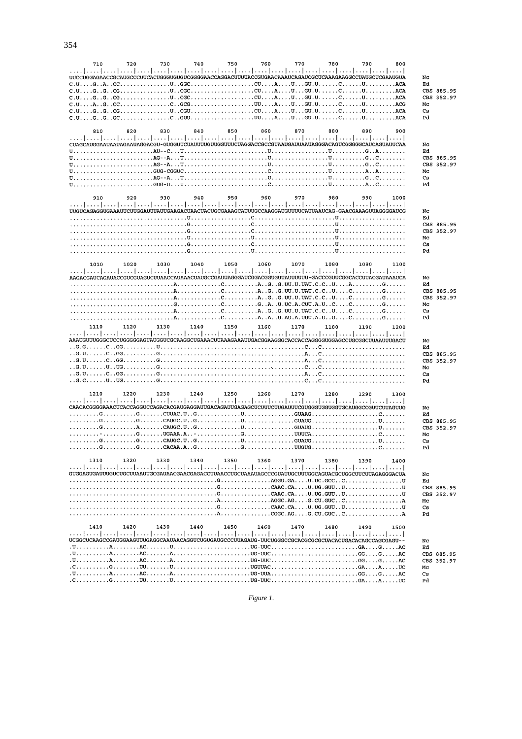```
         710       720       730       740       750       760       770       780       790       800
....|....|....|....|....|....|....|....|....|....|....|....|....|....|....|....|....|....|....|....|
UUCCUGGAGAACCGCAUGCCCUUCACUGGGUGUGUCGGGGAACCAGGACUUUUACCGUGAACAAAUCAGAUCGCUCAAAGAAGGCCUAUGCUCGAAUGUA    Nc
C.U....G..A..CC..............U..GGC..................CU....A....U...GU.U......C......U...........ACA    Ed
C.U....G..G..CG..............U..CGC..................CU....A....U...GU.U......C......U...........ACA    CBS 885.95
C.U....G..G..CG..............U..CGC..................CU....A....U...GU.U......C......U...........ACA    CBS 352.97
C.U....A..G..CC..............C..GCG..................UU....A....U...GU.U......C......U...........ACG    Mc
C.U....G..G..CG..............U..CGU..................CU....A....U...GU.U......C......U...........ACA    Cs
C.U....G..G..GC..............C..GUU..................UU....A....U...GU.U......C......U...........ACA    Pd

         810       820       830       840       850       860       870       880       890       900
....|....|....|....|....|....|....|....|....|....|....|....|....|....|....|....|....|....|....|....|
CUAGCAUGGAAUAAUAGAAUAGGACGU-GUGGUUCUAUUUUGUUGGUUUCUAGGACCGCCGUAAUGAUUAAUAGGGACAGUCGGGGGCAUCAGUAUUCAA    Nc
U.......................AU--C...U.........................U.................U..........G..A........    Ed
U.......................AG--A...U.........................U.................U..........G..C........    CBS 885.95
U.......................AG--A...U.........................U.................U..........G..C........    CBS 352.97
U.......................GUG-CGGUC.........................C.................U..........A..A........    Mc
U.......................AG--A...U.........................U.................U..........G..C........    Cs
U.......................GUG-U...U.........................C.................U..........A..C........    Pd

         910       920       930       940       950       960       970       980       990      1000
....|....|....|....|....|....|....|....|....|....|....|....|....|....|....|....|....|....|....|....|
UUGUCAGAGGUGAAAUUCUUGGAUUUAUUGAAGACUAACUACUGCGAAAGCAUUUGCCAAGGAUGUUUUCAUUAAUCAG-GAACGAAAGUUAGGGGAUCG    Nc
..................................U.................C........................U....................    Ed
..................................G.................C........................U....................    CBS 885.95
..................................G.................C........................U....................    CBS 352.97
..................................U.................U........................U....................    Mc
..................................G.................C........................U....................    Cs
..................................G.................U........................U....................    Pd

        1010      1020      1030      1040      1050      1060      1070      1080      1090      1100
....|....|....|....|....|....|....|....|....|....|....|....|....|....|....|....|....|....|....|....|
AAGACGAUCAGAUACCGUCGUAGUCUUAACCAUAAACUAUGCCGAUUAGGGAUCGGACGGUGUUAUUUUUU-GACCCGUUCGGCACCUUACGAUAAAUCA    Nc
..............................A............C..........A..G..G.UU.U.UAU.C.C..U....A.........G......    Ed
..............................A............C..........A..G..G.UU.U.UAU.C.C..U....C.........G......    CBS 885.95
..............................A............C..........A..G..G.UU.U.UAU.C.C..U....C.........G......    CBS 352.97
..............................G............C..........G..A..U.UC.A.CUU.A.U..C....C.........G......    Mc
..............................A............C..........A..G..G.UU.U.UAU.C.C..U....C.........G......    Cs
..............................A............C..........A..A..U.AU.A.UUU.A.U..U....C.........G......    Pd

        1110      1120      1130      1140      1150      1160      1170      1180      1190      1200
....|....|....|....|....|....|....|....|....|....|....|....|....|....|....|....|....|....|....|....|
AAAUGUUUGGGCUCCUGGGGGAGUAUGGUCGCAAGGCUGAAACUUAAAGAAAUUGACGGAAGGGCACCACCAGGGGUGGAGCCUGCGGCUUAAUUUGACU    Nc
..G.G......C..GG..........U.........................................C...C.........................    Ed
..G.U......C..GG..........G.........................................A...C.........................    CBS 885.95
..G.U......C..GG..........G.........................................A...C.........................    CBS 352.97
..G.U......U..UG..........G................................-........C...C.........................    Mc
..G.U......C..GG..........G.........................................A...C.........................    Cs
..G.C......U..UG..........G.........................................C...C.........................    Pd

        1210      1220      1230      1240      1250      1260      1270      1280      1290      1300
....|....|....|....|....|....|....|....|....|....|....|....|....|....|....|....|....|....|....|....|
CAACACGGGGAAACUCACCAGGCCAGACACGAUGAGGAUUGACAGAUUGAGAGCUCUUUCUUGAUUUCGUGGGUGGUGGUGCAUGGCCGUUCUUAGUUG    Nc
.........G..........G.......CUUAC.U..G.............U...............GUAAG....................C.......    Ed
.........G..........G.......CAUGC.U..G.............U...............GUAUG....................U.......    CBS 885.95
.........G..........A.......CAUGC.U..G.............U...............GUAUG....................U.......    CBS 352.97
.........-..........G.......UGAAA.A..-.............G...............UUUCA....................C.......    Mc
.........G..........G.......CAUGC.U..G.............U...............GUAUG....................U.......    Cs
.........G..........G.......CACAA.A..G.............G...............UUGUG....................C.......    Pd

        1310      1320      1330      1340      1350      1360      1370      1380      1390      1400
....|....|....|....|....|....|....|....|....|....|....|....|....|....|....|....|....|....|....|....|
GUGGAGUGAUUUGUCUGCUUAAUUGCGAUAACGAACGAGACCUUAACCUGCUAAAUAGCCCGUAUUGCUUUGGCAGUACGCUGGCUUCUUAGAGGGACUA    Nc
..........................................G..............AGGU.GA....U.UC.GCC..C.................U    Ed
..........................................G..............CAAC.CA....U.UG.GUU..U.................U    CBS 885.95
..........................................G..............CAAC.CA....U.UG.GUU..U.................U    CBS 352.97
..........................................A..............AGGC.AG....G.CU.GUC..C.................A    Mc
..........................................G..............CAAC.CA....U.UG.GUU..U.................U    Cs
..........................................A..............CGGC.AG....G.CU.GUC..C.................A    Pd

        1410      1420      1430      1440      1450      1460      1470      1480      1490      1500
....|....|....|....|....|....|....|....|....|....|....|....|....|....|....|....|....|....|....|....|
UCGGCUCAAGCCGAUGGAAGUUUGAGGCAAUAACAGGUCUGUGAUGCCCUUAGAUG-UUCUGGGCCGCACGCGCGCUACACUGACACAGCCAGCGAGU--    Nc
.U..........A........AC.......U.......................UG-UUC..........................GA....G.....AC    Ed
.U..........A........AC.......A.......................UG-UUC..........................GG....G.....AC    CBS 885.95
.U..........A........AC.......A.......................UG-UUC..........................GG....G.....AC    CBS 352.97
.C..........G........UU.......U.......................UGUUAC..........................GA....A.....UC    Mc
.U..........A........AC.......A.......................UG-UUA..........................GG....G.....AC    Cs
.C..........G........UU.......U.......................UG-UUC..........................GA....A.....UC    Pd
```

*Figure 1.*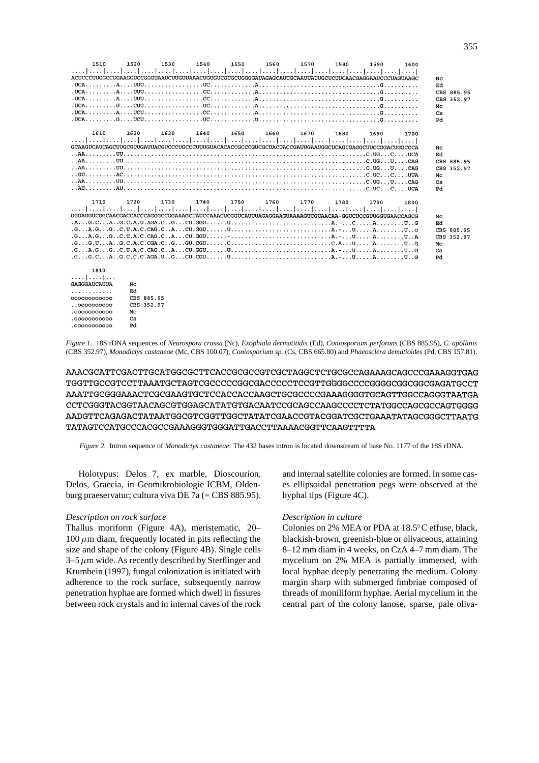```
      1510      1520      1530      1540      1550      1560      1570      1580      1590      1600
....|....|....|....|....|....|....|....|....|....|....|....|....|....|....|....|....|....|....|....|
ACUCCCUUGGCCGGAAGGUCCGGGUAAUCUUGUUAAACUGUGUCGUGCUGGGGAUAGAGCAUUGCAAUUAUUGCUCUUCAACGAGGAAUCCCUAGUAAGC   Nc
.UCA.........A....UUU.................UC.............A..................................G..........   Ed
.UCA.........A....UUU.................CC.............A..................................G..........   CBS 885.95
.UCA.........A....UUU.................CC.............A..................................G..........   CBS 352.97
.UCA.........G....CUU.................UC.............A..................................G..........   Mc
.UCA.........A....UCU.................CC.............A..................................G..........   Cs
.UCA.........G....UCU.................UC.............U..................................G..........   Pd

      1610      1620      1630      1640      1650      1660      1670      1680      1690      1700
....|....|....|....|....|....|....|....|....|....|....|....|....|....|....|....|....|....|....|....|
GCAAGUCAUCAGCUUGCGUUGAUUACGUCCCUGCCCUUUGUACACACCGCCCGUCGCUACUACCGAUUGAAUGGCUCAGUGAGGCUUCCGGACUGGCCCA   Nc
..AA.........UU.......................................................................C.UG...C....UCA   Ed
..AA.........UU.......................................................................C.UG...U....CAG   CBS 885.95
..AA.........UU.......................................................................C.UG...U....CAG   CBS 352.97
..GU.........AC.......................................................................C.UC...C....UUA   Mc
..AA.........UU.......................................................................C.UG...U....CAG   Cs
..AU.........AU.......................................................................C.UC...C....UCA   Pd

      1710      1720      1730      1740      1750      1760      1770      1780      1790      1800
....|....|....|....|....|....|....|....|....|....|....|....|....|....|....|....|....|....|....|....|
GGGAGGUCGGCAACGACCACCCAGGGCCGGAAAGCUAUCCAAACUCGGUCAUUUAGAGGAAGUAAAAGUCGUAACAA-GGUCUCCGUUGGUGAACCAGCG   Nc
.A...G.C...A..G.C.A.U.AGA.C..G...CU.GGU......U.............................A.-...C.....A........U..G   Ed
.G...A.G...G..C.U.A.C.CAG.C..A...CU.GGU......U.............................A.-...U.....A........U..o   CBS 885.95
.G...A.G...G..C.U.A.C.CAG.C..A...CU.GGU......-.............................A.-...U.....A........U..A   CBS 352.97
.G...G.U...A..G.C.A.C.CGA.C..G...GU.CGU......C.............................C.A...U.....A........U..G   Mc
.G...A.G...G..C.U.A.C.CAG.C..A...CU.GGU......U.............................A.-...U.....A........U..G   Cs
.G...G.C...A..G.C.C.C.AGA.U..G...CU.CGU......U.............................A.-...U.....A........U..G   Pd

      1810
....|....|...
GAGGGAUCAUUA   Nc
............   Ed
oooooooooooo   CBS 885.95
..oooooooooo   CBS 352.97
.ooooooooooo   Mc
.ooooooooooo   Cs
.ooooooooooo   Pd
```

*Figure 1.* 18S rDNA sequences of *Neurospora crassa* (Nc), *Exophiala dermatitidis* (Ed), *Coniosporium perforans* (CBS 885.95), *C. apollinis* (CBS 352.97), *Monodictys castaneae* (Mc, CBS 100.07), *Coniosporium sp.* (Cs, CBS 665.80) and *Phaeosclera dematioides* (Pd, CBS 157.81).

```
AAACGCATTCGACTTGCATGGCGCTTCACCGCGCCGTCGCTAGGCTCTGCGCCAGAAAGCAGCCCGAAAGGTGAG
TGGTTGCCGTCCTTAAATGCTAGTCGCCCCCGGCGACCCCCTCCGTTGGGGCCCCGGGGCGGCGGCGAGATGCCT
AAATTGCGGGAAACTCGCGAAGTGCTCCACCACCAAGCTGCGCCCCGAAAGGGGTGCAGTTGGCCAGGGTAATGA
CCTCGGGTACGGTAACAGCGTGGAGCATATGTGACAATCCGCAGCCAAGCCCCTCTATGGCCAGCGCCAGTGGGG
AADGTTCAGAGACTATAATGGCGTCGGTTGGCTATATCGAACCGTACGGATCGCTGAAATATAGCGGGCTTAATG
TATAGTCCATGCCCACGCCGAAAGGGTGGGATTGACCTTAAAACGGTTCAAGTTTTA
```

*Figure 2.* Intron sequence of *Monodictys castaneae.* The 432 bases intron is located downstream of base No. 1177 of the 18S rDNA.

Holotypus: Delos 7, ex marble, Dioscourion, Delos, Graecia, in Geomikrobiologie ICBM, Oldenburg praeservatur; cultura viva DE 7a (= CBS 885.95).

### *Description on rock surface*

Thallus moriform (Figure 4A), meristematic, 20–100 $\mu$m diam, frequently located in pits reflecting the size and shape of the colony (Figure 4B). Single cells 3–5 $\mu$m wide. As recently described by Sterflinger and Krumbein (1997), fungal colonization is initiated with adherence to the rock surface, subsequently narrow penetration hyphae are formed which dwell in fissures between rock crystals and in internal caves of the rock and internal satellite colonies are formed. In some cases ellipsoidal penetration pegs were observed at the hyphal tips (Figure 4C).

### *Description in culture*

Colonies on 2% MEA or PDA at 18.5°C effuse, black, blackish-brown, greenish-blue or olivaceous, attaining 8–12 mm diam in 4 weeks, on CzA 4–7 mm diam. The mycelium on 2% MEA is partially immersed, with local hyphae deeply penetrating the medium. Colony margin sharp with submerged fimbriae composed of threads of moniliform hyphae. Aerial mycelium in the central part of the colony lanose, sparse, pale oliva-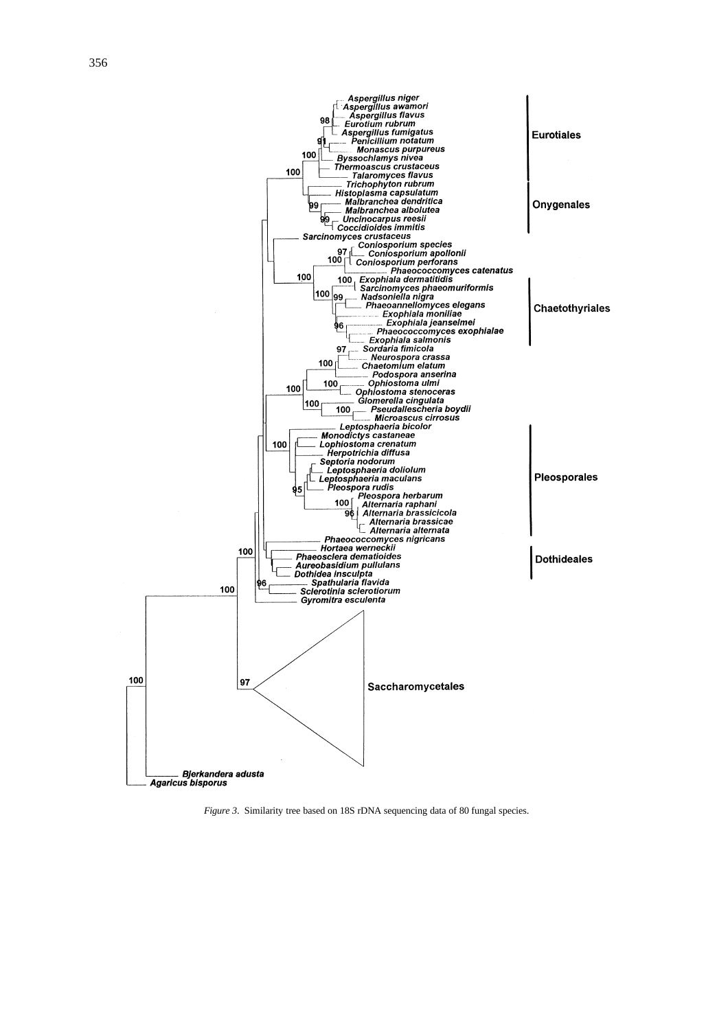*Figure 3*. Similarity tree based on 18S rDNA sequencing data of 80 fungal species.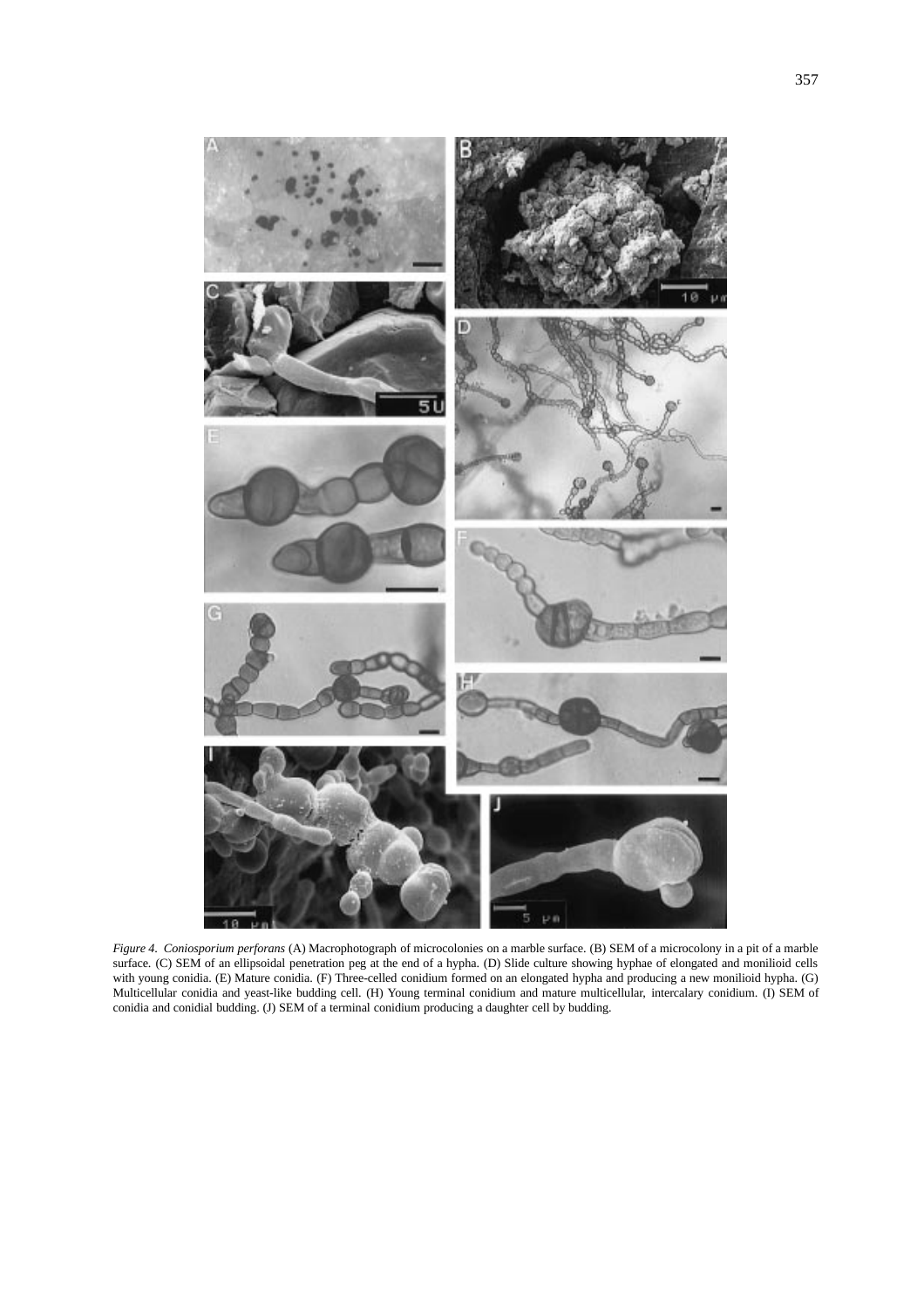*Figure 4. Coniosporium perforans* (A) Macrophotograph of microcolonies on a marble surface. (B) SEM of a microcolony in a pit of a marble surface. (C) SEM of an ellipsoidal penetration peg at the end of a hypha. (D) Slide culture showing hyphae of elongated and monilioid cells with young conidia. (E) Mature conidia. (F) Three-celled conidium formed on an elongated hypha and producing a new monilioid hypha. (G) Multicellular conidia and yeast-like budding cell. (H) Young terminal conidium and mature multicellular, intercalary conidium. (I) SEM of conidia and conidial budding. (J) SEM of a terminal conidium producing a daughter cell by budding.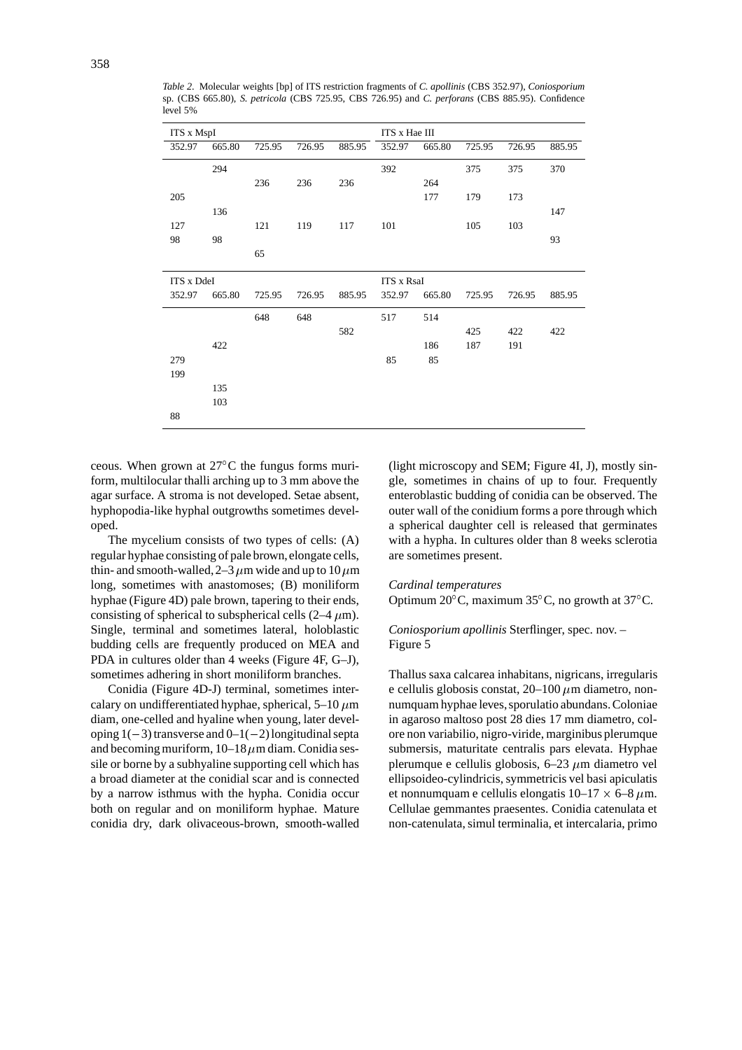*Table 2*. Molecular weights [bp] of ITS restriction fragments of *C. apollinis* (CBS 352.97), *Coniosporium* sp. (CBS 665.80), *S. petricola* (CBS 725.95, CBS 726.95) and *C. perforans* (CBS 885.95). Confidence level 5%

| ITS x MspI | | | | | ITS x Hae III | | | | |
|---|---|---|---|---|---|---|---|---|---|
| 352.97 | 665.80 | 725.95 | 726.95 | 885.95 | 352.97 | 665.80 | 725.95 | 726.95 | 885.95 |
| | 294 | | | | 392 | | 375 | 375 | 370 |
| | | 236 | 236 | 236 | | 264 | | | |
| 205 | | | | | | 177 | 179 | 173 | |
| | 136 | | | | | | | | 147 |
| 127 | | 121 | 119 | 117 | 101 | | 105 | 103 | |
| 98 | 98 | | | | | | | | 93 |
| | | 65 | | | | | | | |
| **ITS x DdeI** | | | | | **ITS x RsaI** | | | | |
| 352.97 | 665.80 | 725.95 | 726.95 | 885.95 | 352.97 | 665.80 | 725.95 | 726.95 | 885.95 |
| | | 648 | 648 | | 517 | 514 | | | |
| | | | | 582 | | | 425 | 422 | 422 |
| | 422 | | | | | 186 | 187 | 191 | |
| 279 | | | | | 85 | 85 | | | |
| 199 | | | | | | | | | |
| | 135 | | | | | | | | |
| | 103 | | | | | | | | |
| 88 | | | | | | | | | |

ceous. When grown at 27°C the fungus forms muriform, multilocular thalli arching up to 3 mm above the agar surface. A stroma is not developed. Setae absent, hyphopodia-like hyphal outgrowths sometimes developed.

The mycelium consists of two types of cells: (A) regular hyphae consisting of pale brown, elongate cells, thin- and smooth-walled, 2–3 $\mu$m wide and up to 10 $\mu$m long, sometimes with anastomoses; (B) moniliform hyphae (Figure 4D) pale brown, tapering to their ends, consisting of spherical to subspherical cells (2–4 $\mu$m). Single, terminal and sometimes lateral, holoblastic budding cells are frequently produced on MEA and PDA in cultures older than 4 weeks (Figure 4F, G–J), sometimes adhering in short moniliform branches.

Conidia (Figure 4D-J) terminal, sometimes intercalary on undifferentiated hyphae, spherical, 5–10 $\mu$m diam, one-celled and hyaline when young, later developing 1(−3) transverse and 0–1(−2) longitudinal septa and becoming muriform, 10–18 $\mu$m diam. Conidia sessile or borne by a subhyaline supporting cell which has a broad diameter at the conidial scar and is connected by a narrow isthmus with the hypha. Conidia occur both on regular and on moniliform hyphae. Mature conidia dry, dark olivaceous-brown, smooth-walled (light microscopy and SEM; Figure 4I, J), mostly single, sometimes in chains of up to four. Frequently enteroblastic budding of conidia can be observed. The outer wall of the conidium forms a pore through which a spherical daughter cell is released that germinates with a hypha. In cultures older than 8 weeks sclerotia are sometimes present.

*Cardinal temperatures*
Optimum 20°C, maximum 35°C, no growth at 37°C.

*Coniosporium apollinis* Sterflinger, spec. nov. – Figure 5

Thallus saxa calcarea inhabitans, nigricans, irregularis e cellulis globosis constat, 20–100 $\mu$m diametro, nonnumquam hyphae leves, sporulatio abundans. Coloniae in agaroso maltoso post 28 dies 17 mm diametro, colore non variabilio, nigro-viride, marginibus plerumque submersis, maturitate centralis pars elevata. Hyphae plerumque e cellulis globosis, 6–23 $\mu$m diametro vel ellipsoideo-cylindricis, symmetricis vel basi apiculatis et nonnumquam e cellulis elongatis 10–17 × 6–8 $\mu$m. Cellulae gemmantes praesentes. Conidia catenulata et non-catenulata, simul terminalia, et intercalaria, primo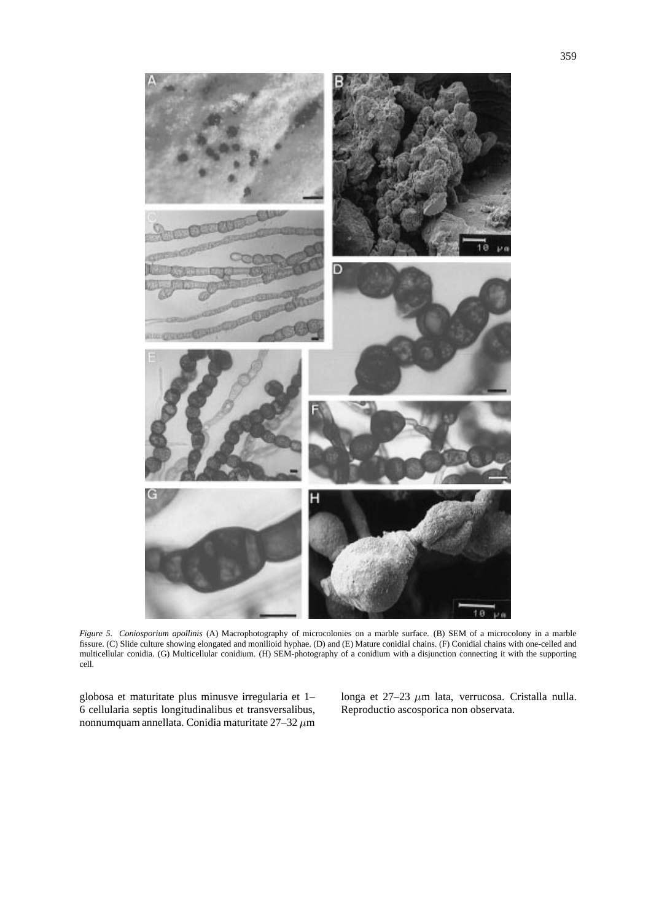*Figure 5. Coniosporium apollinis* (A) Macrophotography of microcolonies on a marble surface. (B) SEM of a microcolony in a marble fissure. (C) Slide culture showing elongated and monilioid hyphae. (D) and (E) Mature conidial chains. (F) Conidial chains with one-celled and multicellular conidia. (G) Multicellular conidium. (H) SEM-photography of a conidium with a disjunction connecting it with the supporting cell.

globosa et maturitate plus minusve irregularia et 1–6 cellularia septis longitudinalibus et transversalibus, nonnumquam annellata. Conidia maturitate 27–32 $\mu$m longa et 27–23 $\mu$m lata, verrucosa. Cristalla nulla. Reproductio ascosporica non observata.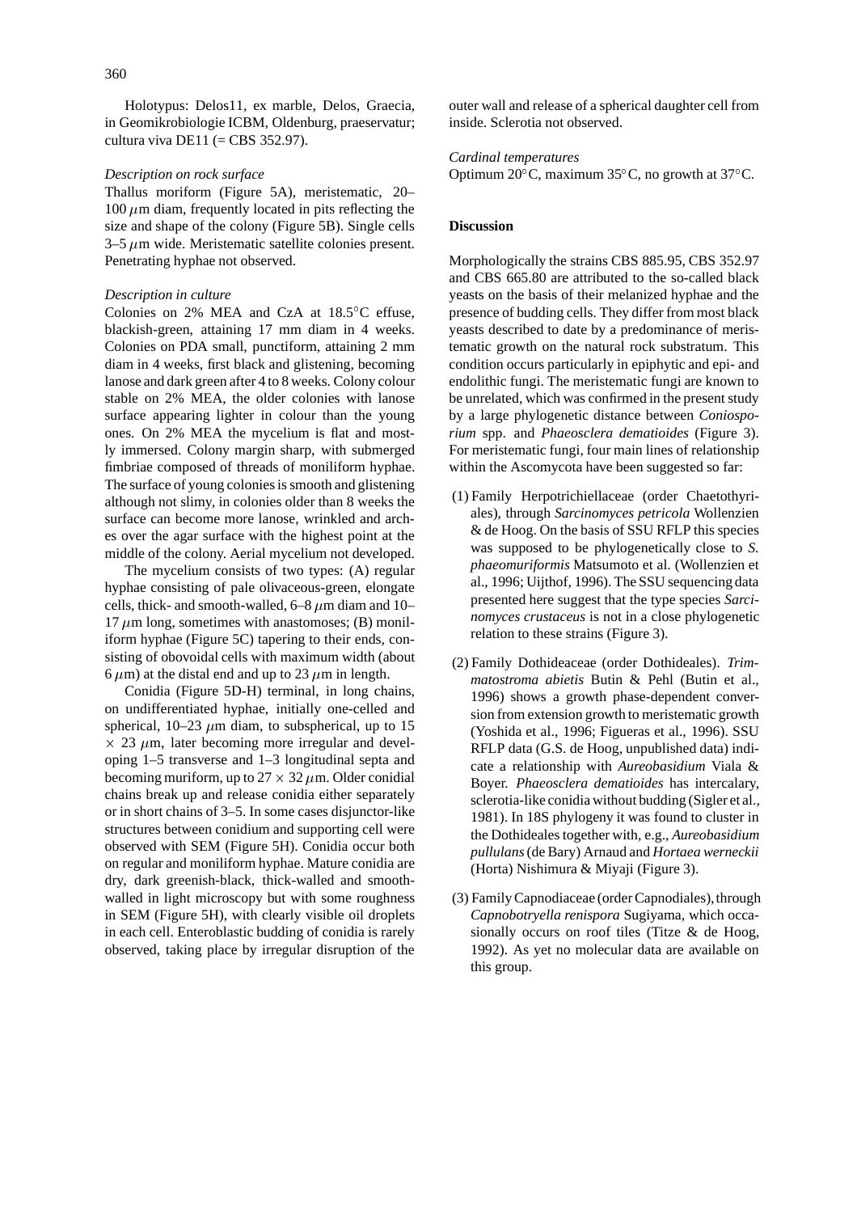Holotypus: Delos11, ex marble, Delos, Graecia, in Geomikrobiologie ICBM, Oldenburg, praeservatur; cultura viva DE11 (= CBS 352.97).

*Description on rock surface*

Thallus moriform (Figure 5A), meristematic, 20–100 $\mu$m diam, frequently located in pits reflecting the size and shape of the colony (Figure 5B). Single cells 3–5 $\mu$m wide. Meristematic satellite colonies present. Penetrating hyphae not observed.

*Description in culture*

Colonies on 2% MEA and CzA at 18.5°C effuse, blackish-green, attaining 17 mm diam in 4 weeks. Colonies on PDA small, punctiform, attaining 2 mm diam in 4 weeks, first black and glistening, becoming lanose and dark green after 4 to 8 weeks. Colony colour stable on 2% MEA, the older colonies with lanose surface appearing lighter in colour than the young ones. On 2% MEA the mycelium is flat and mostly immersed. Colony margin sharp, with submerged fimbriae composed of threads of moniliform hyphae. The surface of young colonies is smooth and glistening although not slimy, in colonies older than 8 weeks the surface can become more lanose, wrinkled and arches over the agar surface with the highest point at the middle of the colony. Aerial mycelium not developed.

The mycelium consists of two types: (A) regular hyphae consisting of pale olivaceous-green, elongate cells, thick- and smooth-walled, 6–8 $\mu$m diam and 10–17 $\mu$m long, sometimes with anastomoses; (B) moniliform hyphae (Figure 5C) tapering to their ends, consisting of obovoidal cells with maximum width (about 6 $\mu$m) at the distal end and up to 23 $\mu$m in length.

Conidia (Figure 5D-H) terminal, in long chains, on undifferentiated hyphae, initially one-celled and spherical, 10–23 $\mu$m diam, to subspherical, up to 15 $\times$ 23 $\mu$m, later becoming more irregular and developing 1–5 transverse and 1–3 longitudinal septa and becoming muriform, up to 27 $\times$ 32 $\mu$m. Older conidial chains break up and release conidia either separately or in short chains of 3–5. In some cases disjunctor-like structures between conidium and supporting cell were observed with SEM (Figure 5H). Conidia occur both on regular and moniliform hyphae. Mature conidia are dry, dark greenish-black, thick-walled and smooth-walled in light microscopy but with some roughness in SEM (Figure 5H), with clearly visible oil droplets in each cell. Enteroblastic budding of conidia is rarely observed, taking place by irregular disruption of the outer wall and release of a spherical daughter cell from inside. Sclerotia not observed.

*Cardinal temperatures*

Optimum 20°C, maximum 35°C, no growth at 37°C.

## Discussion

Morphologically the strains CBS 885.95, CBS 352.97 and CBS 665.80 are attributed to the so-called black yeasts on the basis of their melanized hyphae and the presence of budding cells. They differ from most black yeasts described to date by a predominance of meristematic growth on the natural rock substratum. This condition occurs particularly in epiphytic and epi- and endolithic fungi. The meristematic fungi are known to be unrelated, which was confirmed in the present study by a large phylogenetic distance between *Coniosporium* spp. and *Phaeosclera dematioides* (Figure 3). For meristematic fungi, four main lines of relationship within the Ascomycota have been suggested so far:

(1) Family Herpotrichiellaceae (order Chaetothyriales), through *Sarcinomyces petricola* Wollenzien & de Hoog. On the basis of SSU RFLP this species was supposed to be phylogenetically close to *S. phaeomuriformis* Matsumoto et al. (Wollenzien et al., 1996; Uijthof, 1996). The SSU sequencing data presented here suggest that the type species *Sarcinomyces crustaceus* is not in a close phylogenetic relation to these strains (Figure 3).

(2) Family Dothideaceae (order Dothideales). *Trimmatostroma abietis* Butin & Pehl (Butin et al., 1996) shows a growth phase-dependent conversion from extension growth to meristematic growth (Yoshida et al., 1996; Figueras et al., 1996). SSU RFLP data (G.S. de Hoog, unpublished data) indicate a relationship with *Aureobasidium* Viala & Boyer. *Phaeosclera dematioides* has intercalary, sclerotia-like conidia without budding (Sigler et al., 1981). In 18S phylogeny it was found to cluster in the Dothideales together with, e.g., *Aureobasidium pullulans* (de Bary) Arnaud and *Hortaea werneckii* (Horta) Nishimura & Miyaji (Figure 3).

(3) Family Capnodiaceae (order Capnodiales), through *Capnobotryella renispora* Sugiyama, which occasionally occurs on roof tiles (Titze & de Hoog, 1992). As yet no molecular data are available on this group.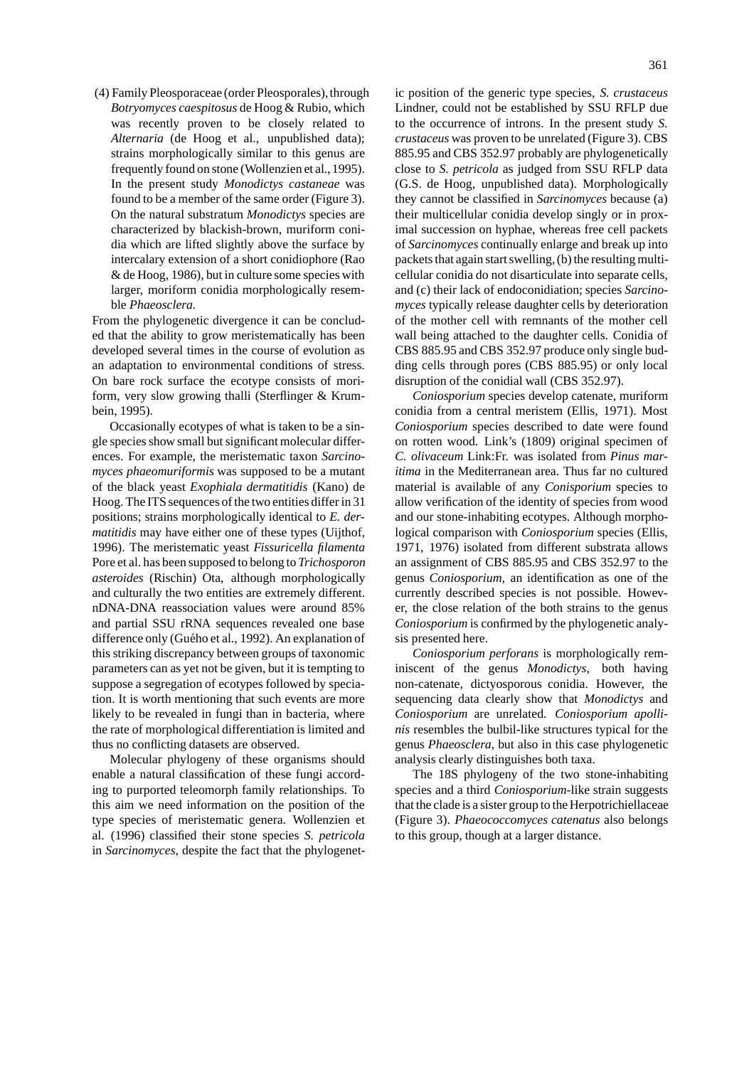(4) Family Pleosporaceae (order Pleosporales), through *Botryomyces caespitosus* de Hoog & Rubio, which was recently proven to be closely related to *Alternaria* (de Hoog et al., unpublished data); strains morphologically similar to this genus are frequently found on stone (Wollenzien et al., 1995). In the present study *Monodictys castaneae* was found to be a member of the same order (Figure 3). On the natural substratum *Monodictys* species are characterized by blackish-brown, muriform conidia which are lifted slightly above the surface by intercalary extension of a short conidiophore (Rao & de Hoog, 1986), but in culture some species with larger, moriform conidia morphologically resemble *Phaeosclera.*

From the phylogenetic divergence it can be concluded that the ability to grow meristematically has been developed several times in the course of evolution as an adaptation to environmental conditions of stress. On bare rock surface the ecotype consists of moriform, very slow growing thalli (Sterflinger & Krumbein, 1995).

Occasionally ecotypes of what is taken to be a single species show small but significant molecular differences. For example, the meristematic taxon *Sarcinomyces phaeomuriformis* was supposed to be a mutant of the black yeast *Exophiala dermatitidis* (Kano) de Hoog. The ITS sequences of the two entities differ in 31 positions; strains morphologically identical to *E. dermatitidis* may have either one of these types (Uijthof, 1996). The meristematic yeast *Fissuricella filamenta* Pore et al. has been supposed to belong to *Trichosporon asteroides* (Rischin) Ota, although morphologically and culturally the two entities are extremely different. nDNA-DNA reassociation values were around 85% and partial SSU rRNA sequences revealed one base difference only (Guého et al., 1992). An explanation of this striking discrepancy between groups of taxonomic parameters can as yet not be given, but it is tempting to suppose a segregation of ecotypes followed by speciation. It is worth mentioning that such events are more likely to be revealed in fungi than in bacteria, where the rate of morphological differentiation is limited and thus no conflicting datasets are observed.

Molecular phylogeny of these organisms should enable a natural classification of these fungi according to purported teleomorph family relationships. To this aim we need information on the position of the type species of meristematic genera. Wollenzien et al. (1996) classified their stone species *S. petricola* in *Sarcinomyces*, despite the fact that the phylogenetic position of the generic type species, *S. crustaceus* Lindner, could not be established by SSU RFLP due to the occurrence of introns. In the present study *S. crustaceus* was proven to be unrelated (Figure 3). CBS 885.95 and CBS 352.97 probably are phylogenetically close to *S. petricola* as judged from SSU RFLP data (G.S. de Hoog, unpublished data). Morphologically they cannot be classified in *Sarcinomyces* because (a) their multicellular conidia develop singly or in proximal succession on hyphae, whereas free cell packets of *Sarcinomyces* continually enlarge and break up into packets that again start swelling, (b) the resulting multicellular conidia do not disarticulate into separate cells, and (c) their lack of endoconidiation; species *Sarcinomyces* typically release daughter cells by deterioration of the mother cell with remnants of the mother cell wall being attached to the daughter cells. Conidia of CBS 885.95 and CBS 352.97 produce only single budding cells through pores (CBS 885.95) or only local disruption of the conidial wall (CBS 352.97).

*Coniosporium* species develop catenate, muriform conidia from a central meristem (Ellis, 1971). Most *Coniosporium* species described to date were found on rotten wood. Link's (1809) original specimen of *C. olivaceum* Link:Fr. was isolated from *Pinus maritima* in the Mediterranean area. Thus far no cultured material is available of any *Conisporium* species to allow verification of the identity of species from wood and our stone-inhabiting ecotypes. Although morphological comparison with *Coniosporium* species (Ellis, 1971, 1976) isolated from different substrata allows an assignment of CBS 885.95 and CBS 352.97 to the genus *Coniosporium,* an identification as one of the currently described species is not possible. However, the close relation of the both strains to the genus *Coniosporium* is confirmed by the phylogenetic analysis presented here.

*Coniosporium perforans* is morphologically reminiscent of the genus *Monodictys*, both having non-catenate, dictyosporous conidia. However, the sequencing data clearly show that *Monodictys* and *Coniosporium* are unrelated. *Coniosporium apollinis* resembles the bulbil-like structures typical for the genus *Phaeosclera*, but also in this case phylogenetic analysis clearly distinguishes both taxa.

The 18S phylogeny of the two stone-inhabiting species and a third *Coniosporium*-like strain suggests that the clade is a sister group to the Herpotrichiellaceae (Figure 3). *Phaeococcomyces catenatus* also belongs to this group, though at a larger distance.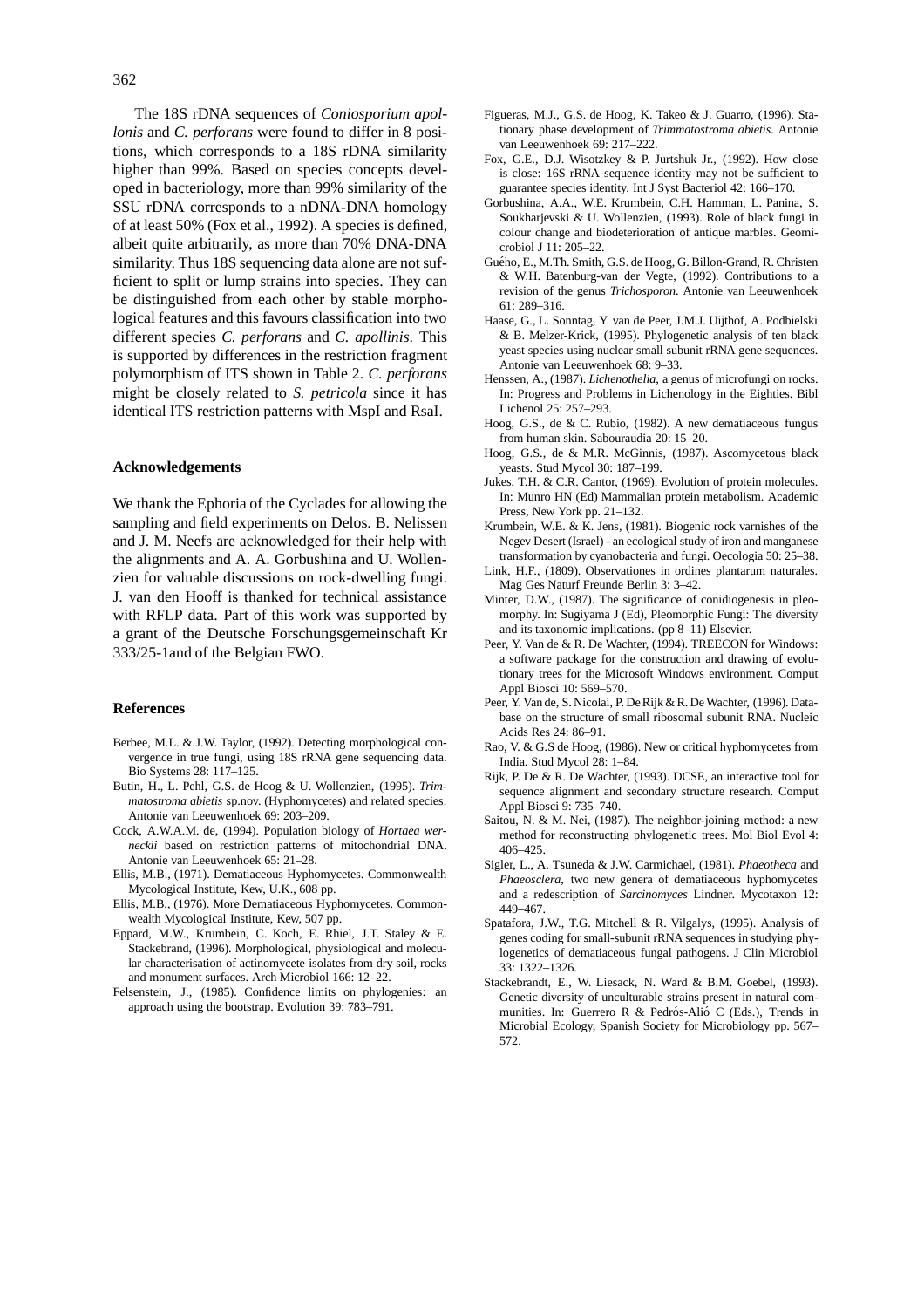The 18S rDNA sequences of *Coniosporium apollonis* and *C. perforans* were found to differ in 8 positions, which corresponds to a 18S rDNA similarity higher than 99%. Based on species concepts developed in bacteriology, more than 99% similarity of the SSU rDNA corresponds to a nDNA-DNA homology of at least 50% (Fox et al., 1992). A species is defined, albeit quite arbitrarily, as more than 70% DNA-DNA similarity. Thus 18S sequencing data alone are not sufficient to split or lump strains into species. They can be distinguished from each other by stable morphological features and this favours classification into two different species *C. perforans* and *C. apollinis*. This is supported by differences in the restriction fragment polymorphism of ITS shown in Table 2. *C. perforans* might be closely related to *S. petricola* since it has identical ITS restriction patterns with MspI and RsaI.

## Acknowledgements

We thank the Ephoria of the Cyclades for allowing the sampling and field experiments on Delos. B. Nelissen and J. M. Neefs are acknowledged for their help with the alignments and A. A. Gorbushina and U. Wollenzien for valuable discussions on rock-dwelling fungi. J. van den Hooff is thanked for technical assistance with RFLP data. Part of this work was supported by a grant of the Deutsche Forschungsgemeinschaft Kr 333/25-1and of the Belgian FWO.

## References

Berbee, M.L. & J.W. Taylor, (1992). Detecting morphological convergence in true fungi, using 18S rRNA gene sequencing data. Bio Systems 28: 117–125.

Butin, H., L. Pehl, G.S. de Hoog & U. Wollenzien, (1995). *Trimmatostroma abietis* sp.nov. (Hyphomycetes) and related species. Antonie van Leeuwenhoek 69: 203–209.

Cock, A.W.A.M. de, (1994). Population biology of *Hortaea werneckii* based on restriction patterns of mitochondrial DNA. Antonie van Leeuwenhoek 65: 21–28.

Ellis, M.B., (1971). Dematiaceous Hyphomycetes. Commonwealth Mycological Institute, Kew, U.K., 608 pp.

Ellis, M.B., (1976). More Dematiaceous Hyphomycetes. Commonwealth Mycological Institute, Kew, 507 pp.

Eppard, M.W., Krumbein, C. Koch, E. Rhiel, J.T. Staley & E. Stackebrand, (1996). Morphological, physiological and molecular characterisation of actinomycete isolates from dry soil, rocks and monument surfaces. Arch Microbiol 166: 12–22.

Felsenstein, J., (1985). Confidence limits on phylogenies: an approach using the bootstrap. Evolution 39: 783–791.

Figueras, M.J., G.S. de Hoog, K. Takeo & J. Guarro, (1996). Stationary phase development of *Trimmatostroma abietis*. Antonie van Leeuwenhoek 69: 217–222.

Fox, G.E., D.J. Wisotzkey & P. Jurtshuk Jr., (1992). How close is close: 16S rRNA sequence identity may not be sufficient to guarantee species identity. Int J Syst Bacteriol 42: 166–170.

Gorbushina, A.A., W.E. Krumbein, C.H. Hamman, L. Panina, S. Soukharjevski & U. Wollenzien, (1993). Role of black fungi in colour change and biodeterioration of antique marbles. Geomicrobiol J 11: 205–22.

Guého, E., M.Th. Smith, G.S. de Hoog, G. Billon-Grand, R. Christen & W.H. Batenburg-van der Vegte, (1992). Contributions to a revision of the genus *Trichosporon*. Antonie van Leeuwenhoek 61: 289–316.

Haase, G., L. Sonntag, Y. van de Peer, J.M.J. Uijthof, A. Podbielski & B. Melzer-Krick, (1995). Phylogenetic analysis of ten black yeast species using nuclear small subunit rRNA gene sequences. Antonie van Leeuwenhoek 68: 9–33.

Henssen, A., (1987). *Lichenothelia*, a genus of microfungi on rocks. In: Progress and Problems in Lichenology in the Eighties. Bibl Lichenol 25: 257–293.

Hoog, G.S., de & C. Rubio, (1982). A new dematiaceous fungus from human skin. Sabouraudia 20: 15–20.

Hoog, G.S., de & M.R. McGinnis, (1987). Ascomycetous black yeasts. Stud Mycol 30: 187–199.

Jukes, T.H. & C.R. Cantor, (1969). Evolution of protein molecules. In: Munro HN (Ed) Mammalian protein metabolism. Academic Press, New York pp. 21–132.

Krumbein, W.E. & K. Jens, (1981). Biogenic rock varnishes of the Negev Desert (Israel) - an ecological study of iron and manganese transformation by cyanobacteria and fungi. Oecologia 50: 25–38.

Link, H.F., (1809). Observationes in ordines plantarum naturales. Mag Ges Naturf Freunde Berlin 3: 3–42.

Minter, D.W., (1987). The significance of conidiogenesis in pleomorphy. In: Sugiyama J (Ed), Pleomorphic Fungi: The diversity and its taxonomic implications. (pp 8–11) Elsevier.

Peer, Y. Van de & R. De Wachter, (1994). TREECON for Windows: a software package for the construction and drawing of evolutionary trees for the Microsoft Windows environment. Comput Appl Biosci 10: 569–570.

Peer, Y. Van de, S. Nicolai, P. De Rijk & R. De Wachter, (1996). Database on the structure of small ribosomal subunit RNA. Nucleic Acids Res 24: 86–91.

Rao, V. & G.S de Hoog, (1986). New or critical hyphomycetes from India. Stud Mycol 28: 1–84.

Rijk, P. De & R. De Wachter, (1993). DCSE, an interactive tool for sequence alignment and secondary structure research. Comput Appl Biosci 9: 735–740.

Saitou, N. & M. Nei, (1987). The neighbor-joining method: a new method for reconstructing phylogenetic trees. Mol Biol Evol 4: 406–425.

Sigler, L., A. Tsuneda & J.W. Carmichael, (1981). *Phaeotheca* and *Phaeosclera*, two new genera of dematiaceous hyphomycetes and a redescription of *Sarcinomyces* Lindner. Mycotaxon 12: 449–467.

Spatafora, J.W., T.G. Mitchell & R. Vilgalys, (1995). Analysis of genes coding for small-subunit rRNA sequences in studying phylogenetics of dematiaceous fungal pathogens. J Clin Microbiol 33: 1322–1326.

Stackebrandt, E., W. Liesack, N. Ward & B.M. Goebel, (1993). Genetic diversity of unculturable strains present in natural communities. In: Guerrero R & Pedrós-Alió C (Eds.), Trends in Microbial Ecology, Spanish Society for Microbiology pp. 567–572.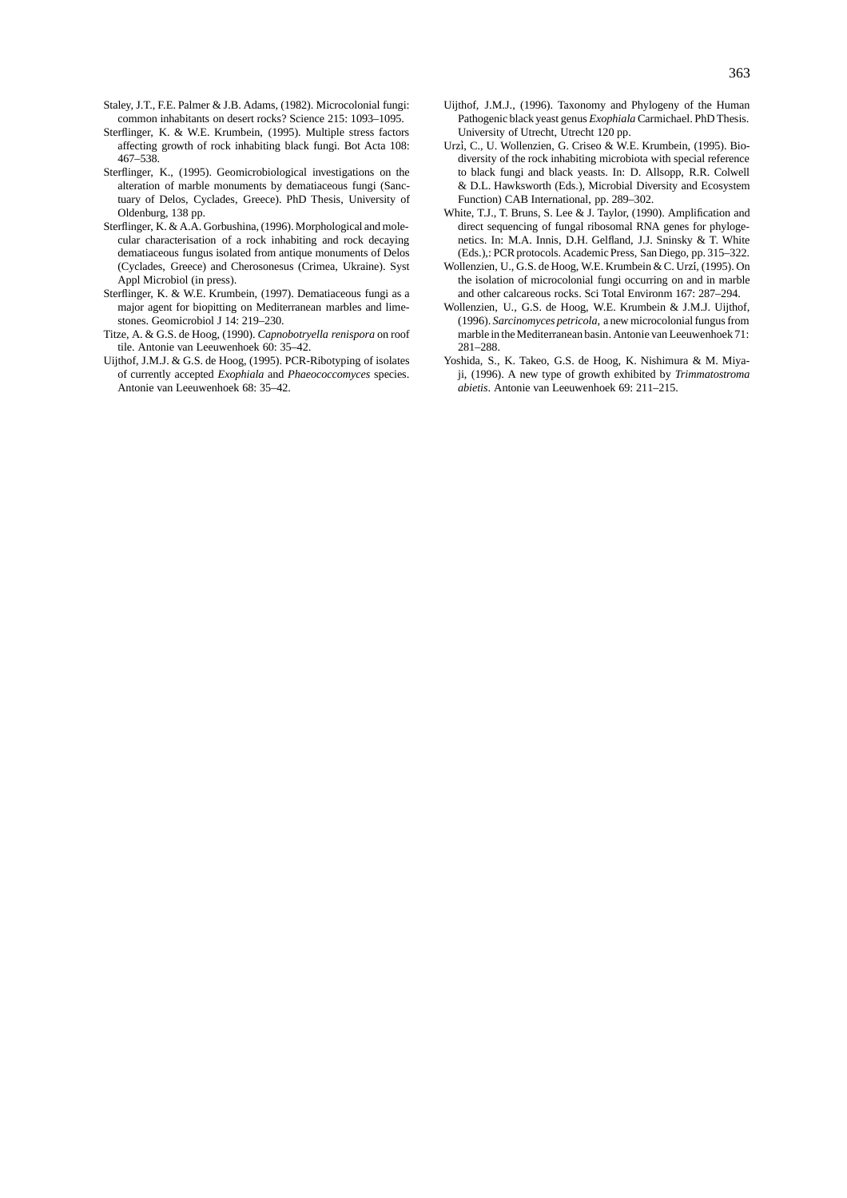Staley, J.T., F.E. Palmer & J.B. Adams, (1982). Microcolonial fungi: common inhabitants on desert rocks? Science 215: 1093–1095.

Sterflinger, K. & W.E. Krumbein, (1995). Multiple stress factors affecting growth of rock inhabiting black fungi. Bot Acta 108: 467–538.

Sterflinger, K., (1995). Geomicrobiological investigations on the alteration of marble monuments by dematiaceous fungi (Sanctuary of Delos, Cyclades, Greece). PhD Thesis, University of Oldenburg, 138 pp.

Sterflinger, K. & A.A. Gorbushina, (1996). Morphological and molecular characterisation of a rock inhabiting and rock decaying dematiaceous fungus isolated from antique monuments of Delos (Cyclades, Greece) and Cherosonesus (Crimea, Ukraine). Syst Appl Microbiol (in press).

Sterflinger, K. & W.E. Krumbein, (1997). Dematiaceous fungi as a major agent for biopitting on Mediterranean marbles and limestones. Geomicrobiol J 14: 219–230.

Titze, A. & G.S. de Hoog, (1990). *Capnobotryella renispora* on roof tile. Antonie van Leeuwenhoek 60: 35–42.

Uijthof, J.M.J. & G.S. de Hoog, (1995). PCR-Ribotyping of isolates of currently accepted *Exophiala* and *Phaeococcomyces* species. Antonie van Leeuwenhoek 68: 35–42.

Uijthof, J.M.J., (1996). Taxonomy and Phylogeny of the Human Pathogenic black yeast genus *Exophiala* Carmichael. PhD Thesis. University of Utrecht, Utrecht 120 pp.

Urzì, C., U. Wollenzien, G. Criseo & W.E. Krumbein, (1995). Biodiversity of the rock inhabiting microbiota with special reference to black fungi and black yeasts. In: D. Allsopp, R.R. Colwell & D.L. Hawksworth (Eds.), Microbial Diversity and Ecosystem Function) CAB International, pp. 289–302.

White, T.J., T. Bruns, S. Lee & J. Taylor, (1990). Amplification and direct sequencing of fungal ribosomal RNA genes for phylogenetics. In: M.A. Innis, D.H. Gelfland, J.J. Sninsky & T. White (Eds.),: PCR protocols. Academic Press, San Diego, pp. 315–322.

Wollenzien, U., G.S. de Hoog, W.E. Krumbein & C. Urzí, (1995). On the isolation of microcolonial fungi occurring on and in marble and other calcareous rocks. Sci Total Environm 167: 287–294.

Wollenzien, U., G.S. de Hoog, W.E. Krumbein & J.M.J. Uijthof, (1996). *Sarcinomyces petricola,* a new microcolonial fungus from marble in the Mediterranean basin. Antonie van Leeuwenhoek 71: 281–288.

Yoshida, S., K. Takeo, G.S. de Hoog, K. Nishimura & M. Miyaji, (1996). A new type of growth exhibited by *Trimmatostroma abietis*. Antonie van Leeuwenhoek 69: 211–215.